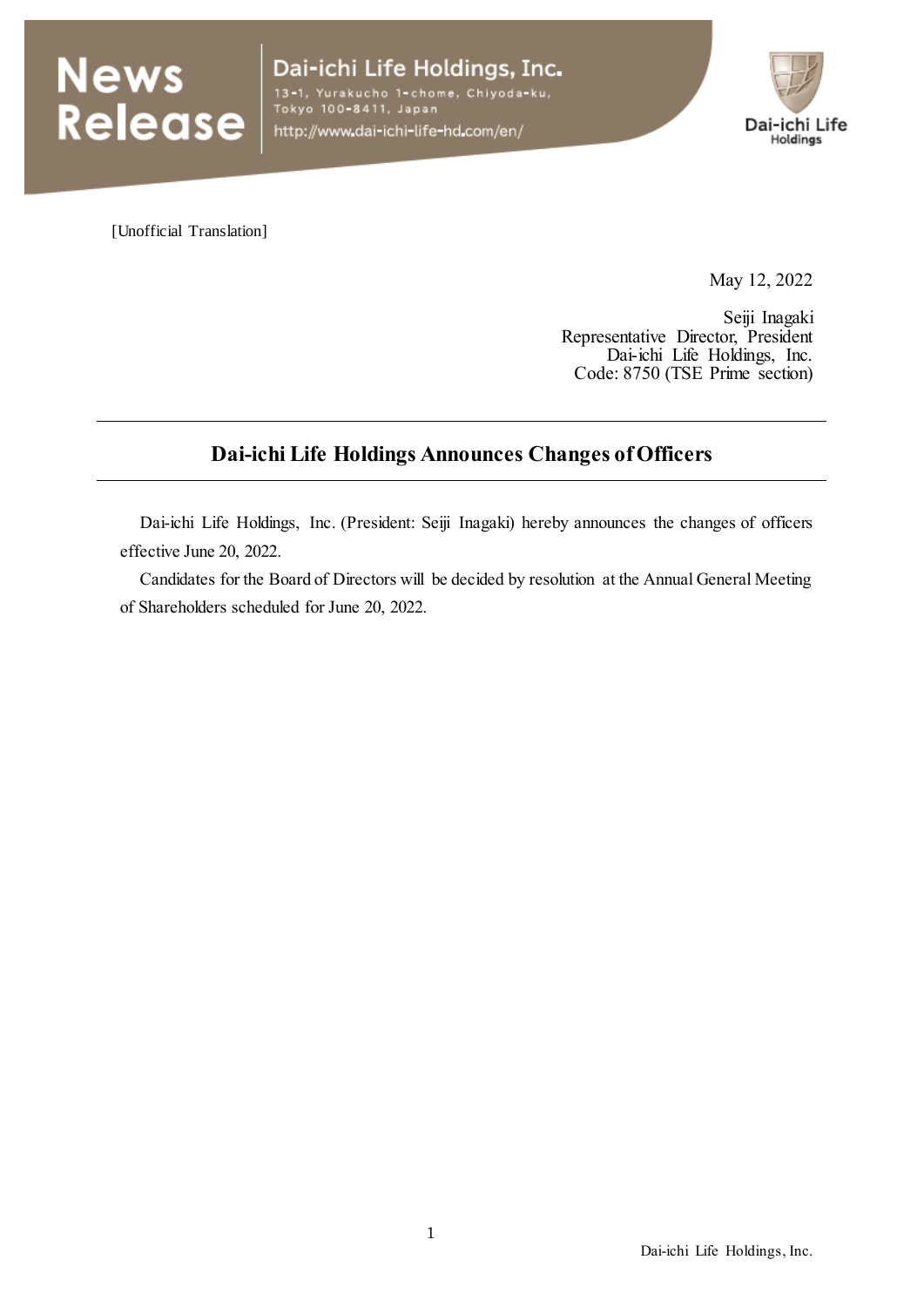News Release

Dai-ichi Life Holdings, Inc.
13-1, Yurakucho 1-chome, Chiyoda-ku, Tokyo 100-8411, Japan
http://www.dai-ichi-life-hd.com/en/

[Unofficial Translation]

May 12, 2022

Seiji Inagaki
Representative Director, President
Dai-ichi Life Holdings, Inc.
Code: 8750 (TSE Prime section)

# Dai-ichi Life Holdings Announces Changes of Officers

Dai-ichi Life Holdings, Inc. (President: Seiji Inagaki) hereby announces the changes of officers effective June 20, 2022.

Candidates for the Board of Directors will be decided by resolution at the Annual General Meeting of Shareholders scheduled for June 20, 2022.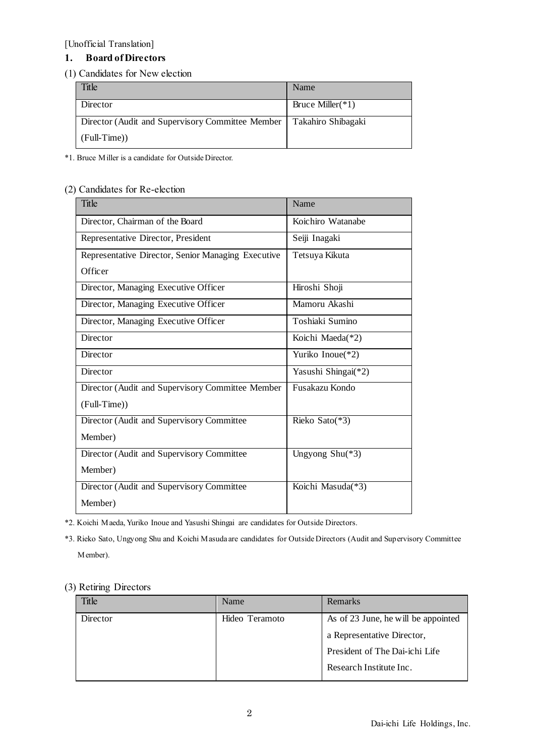[Unofficial Translation]

## 1. Board of Directors

(1) Candidates for New election

| Title | Name |
|---|---|
| Director | Bruce Miller(*1) |
| Director (Audit and Supervisory Committee Member (Full-Time)) | Takahiro Shibagaki |

*1. Bruce Miller is a candidate for Outside Director.

(2) Candidates for Re-election

| Title | Name |
|---|---|
| Director, Chairman of the Board | Koichiro Watanabe |
| Representative Director, President | Seiji Inagaki |
| Representative Director, Senior Managing Executive Officer | Tetsuya Kikuta |
| Director, Managing Executive Officer | Hiroshi Shoji |
| Director, Managing Executive Officer | Mamoru Akashi |
| Director, Managing Executive Officer | Toshiaki Sumino |
| Director | Koichi Maeda(*2) |
| Director | Yuriko Inoue(*2) |
| Director | Yasushi Shingai(*2) |
| Director (Audit and Supervisory Committee Member (Full-Time)) | Fusakazu Kondo |
| Director (Audit and Supervisory Committee Member) | Rieko Sato(*3) |
| Director (Audit and Supervisory Committee Member) | Ungyong Shu(*3) |
| Director (Audit and Supervisory Committee Member) | Koichi Masuda(*3) |

*2. Koichi Maeda, Yuriko Inoue and Yasushi Shingai are candidates for Outside Directors.

*3. Rieko Sato, Ungyong Shu and Koichi Masuda are candidates for Outside Directors (Audit and Supervisory Committee Member).

(3) Retiring Directors

| Title | Name | Remarks |
|---|---|---|
| Director | Hideo Teramoto | As of 23 June, he will be appointed a Representative Director, President of The Dai-ichi Life Research Institute Inc. |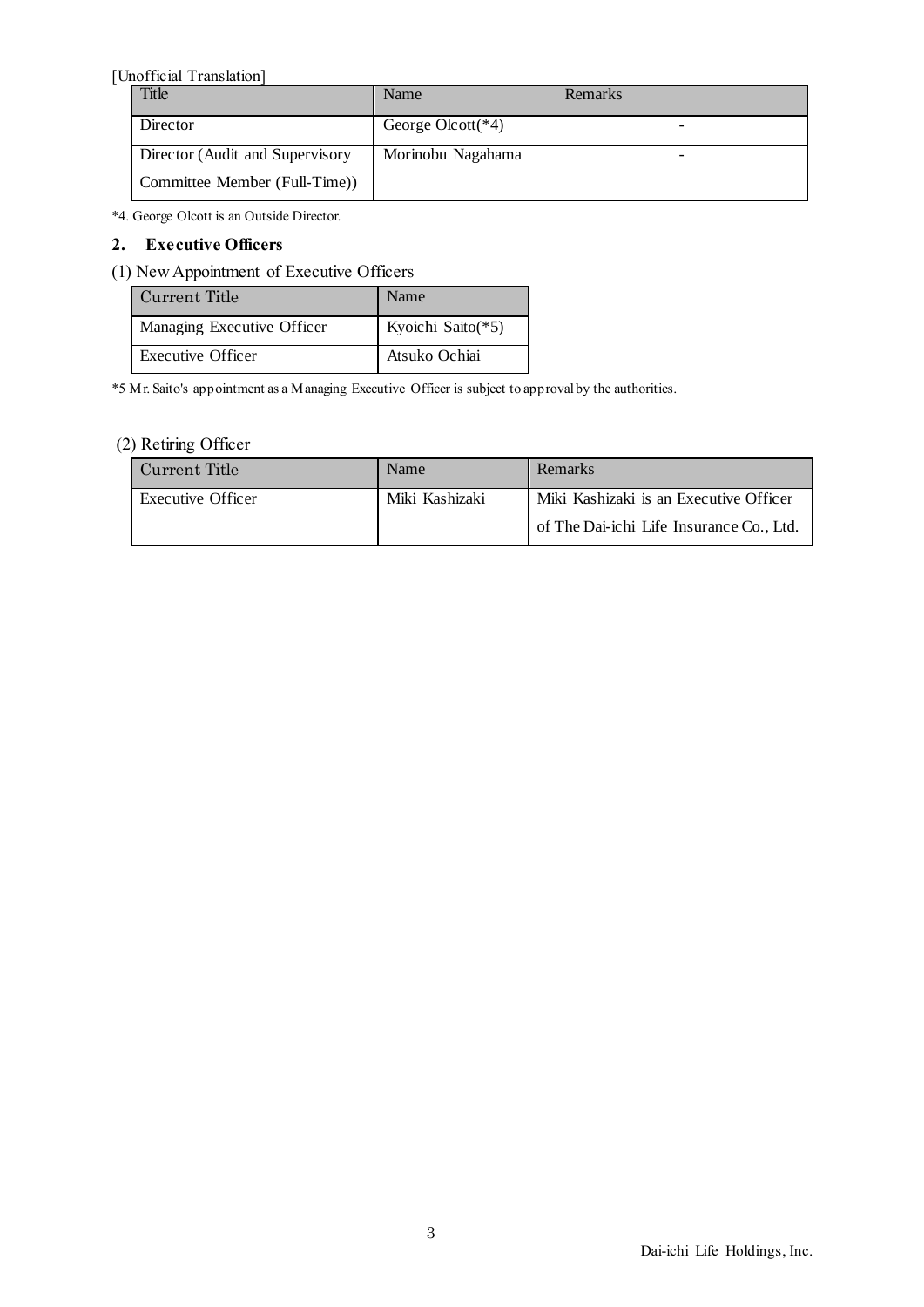[Unofficial Translation]

| Title | Name | Remarks |
|---|---|---|
| Director | George Olcott(*4) | - |
| Director (Audit and Supervisory Committee Member (Full-Time)) | Morinobu Nagahama | - |

*4. George Olcott is an Outside Director.

## 2. Executive Officers

(1) New Appointment of Executive Officers

| Current Title | Name |
|---|---|
| Managing Executive Officer | Kyoichi Saito(*5) |
| Executive Officer | Atsuko Ochiai |

*5 Mr. Saito's appointment as a Managing Executive Officer is subject to approval by the authorities.

(2) Retiring Officer

| Current Title | Name | Remarks |
|---|---|---|
| Executive Officer | Miki Kashizaki | Miki Kashizaki is an Executive Officer of The Dai-ichi Life Insurance Co., Ltd. |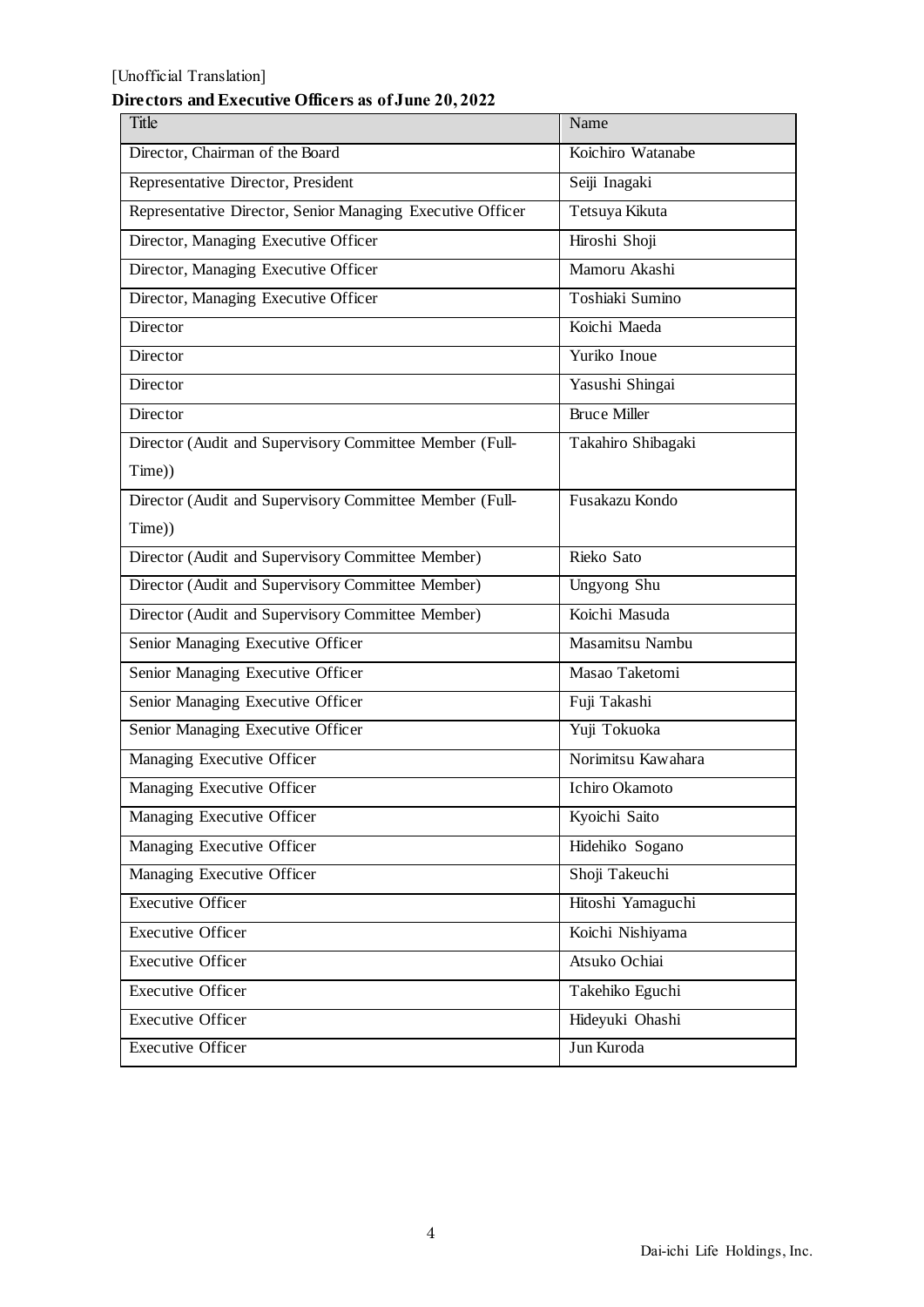[Unofficial Translation]

**Directors and Executive Officers as of June 20, 2022**

| Title | Name |
|---|---|
| Director, Chairman of the Board | Koichiro Watanabe |
| Representative Director, President | Seiji Inagaki |
| Representative Director, Senior Managing Executive Officer | Tetsuya Kikuta |
| Director, Managing Executive Officer | Hiroshi Shoji |
| Director, Managing Executive Officer | Mamoru Akashi |
| Director, Managing Executive Officer | Toshiaki Sumino |
| Director | Koichi Maeda |
| Director | Yuriko Inoue |
| Director | Yasushi Shingai |
| Director | Bruce Miller |
| Director (Audit and Supervisory Committee Member (Full-Time)) | Takahiro Shibagaki |
| Director (Audit and Supervisory Committee Member (Full-Time)) | Fusakazu Kondo |
| Director (Audit and Supervisory Committee Member) | Rieko Sato |
| Director (Audit and Supervisory Committee Member) | Ungyong Shu |
| Director (Audit and Supervisory Committee Member) | Koichi Masuda |
| Senior Managing Executive Officer | Masamitsu Nambu |
| Senior Managing Executive Officer | Masao Taketomi |
| Senior Managing Executive Officer | Fuji Takashi |
| Senior Managing Executive Officer | Yuji Tokuoka |
| Managing Executive Officer | Norimitsu Kawahara |
| Managing Executive Officer | Ichiro Okamoto |
| Managing Executive Officer | Kyoichi Saito |
| Managing Executive Officer | Hidehiko Sogano |
| Managing Executive Officer | Shoji Takeuchi |
| Executive Officer | Hitoshi Yamaguchi |
| Executive Officer | Koichi Nishiyama |
| Executive Officer | Atsuko Ochiai |
| Executive Officer | Takehiko Eguchi |
| Executive Officer | Hideyuki Ohashi |
| Executive Officer | Jun Kuroda |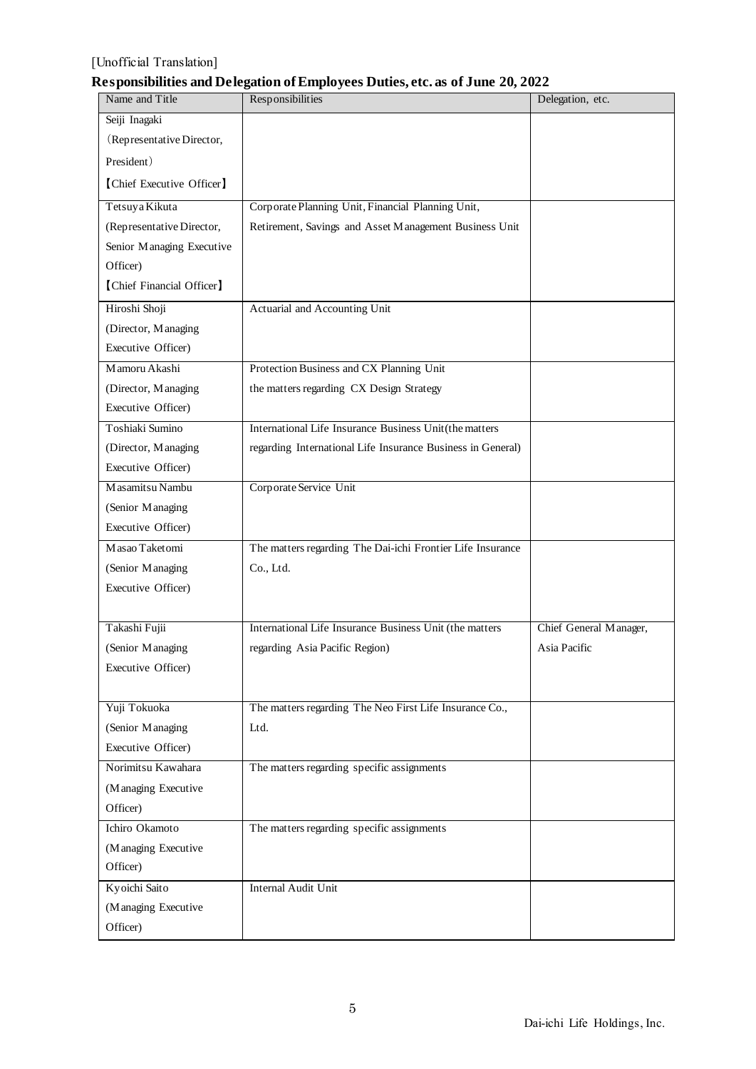[Unofficial Translation]

## Responsibilities and Delegation of Employees Duties, etc. as of June 20, 2022

| Name and Title | Responsibilities | Delegation, etc. |
|---|---|---|
| Seiji Inagaki (Representative Director, President) 【Chief Executive Officer】 | | |
| Tetsuya Kikuta (Representative Director, Senior Managing Executive Officer) 【Chief Financial Officer】 | Corporate Planning Unit, Financial Planning Unit, Retirement, Savings and Asset Management Business Unit | |
| Hiroshi Shoji (Director, Managing Executive Officer) | Actuarial and Accounting Unit | |
| Mamoru Akashi (Director, Managing Executive Officer) | Protection Business and CX Planning Unit the matters regarding CX Design Strategy | |
| Toshiaki Sumino (Director, Managing Executive Officer) | International Life Insurance Business Unit(the matters regarding International Life Insurance Business in General) | |
| Masamitsu Nambu (Senior Managing Executive Officer) | Corporate Service Unit | |
| Masao Taketomi (Senior Managing Executive Officer) | The matters regarding The Dai-ichi Frontier Life Insurance Co., Ltd. | |
| Takashi Fujii (Senior Managing Executive Officer) | International Life Insurance Business Unit (the matters regarding Asia Pacific Region) | Chief General Manager, Asia Pacific |
| Yuji Tokuoka (Senior Managing Executive Officer) | The matters regarding The Neo First Life Insurance Co., Ltd. | |
| Norimitsu Kawahara (Managing Executive Officer) | The matters regarding specific assignments | |
| Ichiro Okamoto (Managing Executive Officer) | The matters regarding specific assignments | |
| Kyoichi Saito (Managing Executive Officer) | Internal Audit Unit | |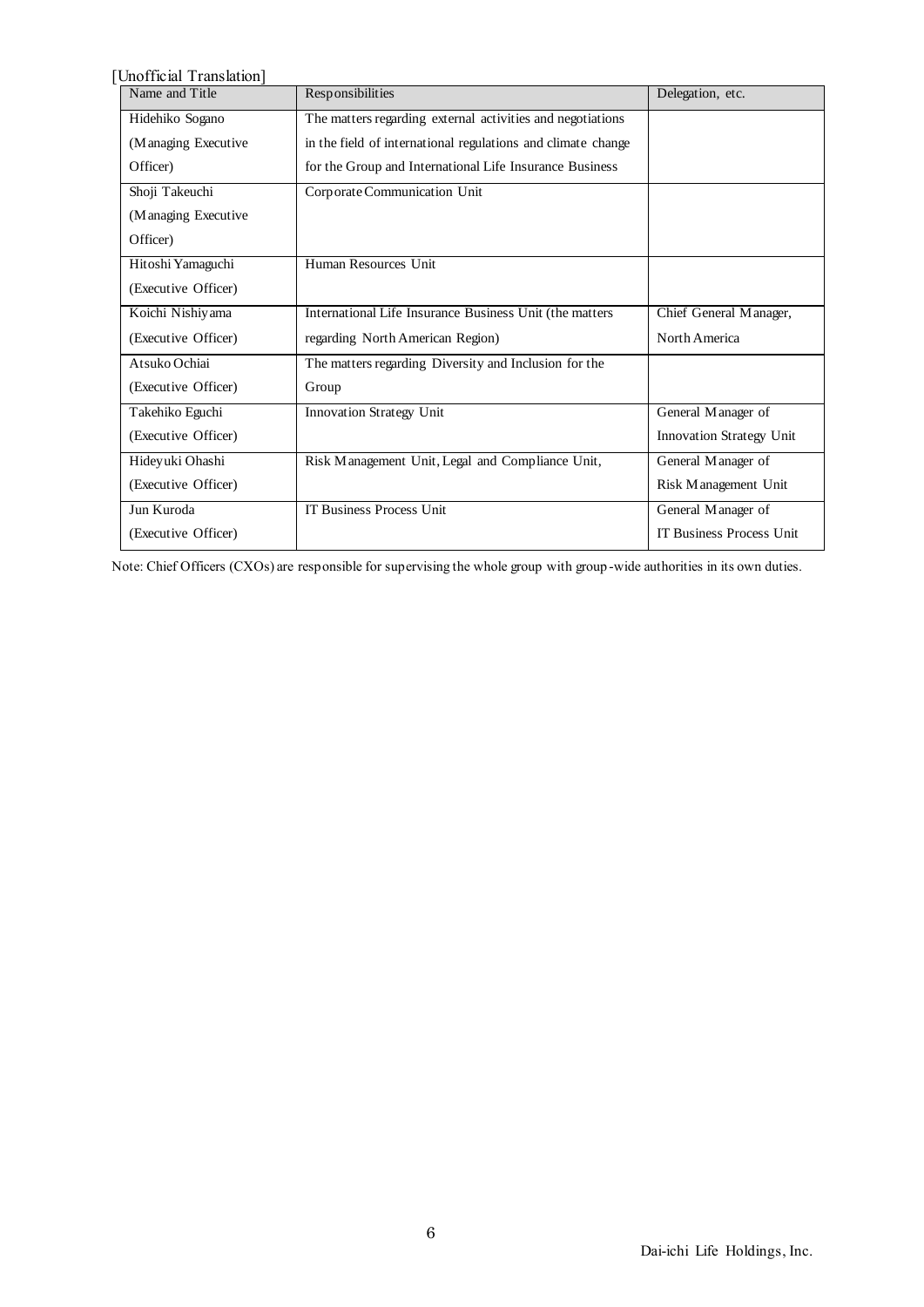[Unofficial Translation]

| Name and Title | Responsibilities | Delegation, etc. |
| --- | --- | --- |
| Hidehiko Sogano (Managing Executive Officer) | The matters regarding external activities and negotiations in the field of international regulations and climate change for the Group and International Life Insurance Business | |
| Shoji Takeuchi (Managing Executive Officer) | Corporate Communication Unit | |
| Hitoshi Yamaguchi (Executive Officer) | Human Resources Unit | |
| Koichi Nishiyama (Executive Officer) | International Life Insurance Business Unit (the matters regarding North American Region) | Chief General Manager, North America |
| Atsuko Ochiai (Executive Officer) | The matters regarding Diversity and Inclusion for the Group | |
| Takehiko Eguchi (Executive Officer) | Innovation Strategy Unit | General Manager of Innovation Strategy Unit |
| Hideyuki Ohashi (Executive Officer) | Risk Management Unit, Legal and Compliance Unit, | General Manager of Risk Management Unit |
| Jun Kuroda (Executive Officer) | IT Business Process Unit | General Manager of IT Business Process Unit |

Note: Chief Officers (CXOs) are responsible for supervising the whole group with group-wide authorities in its own duties.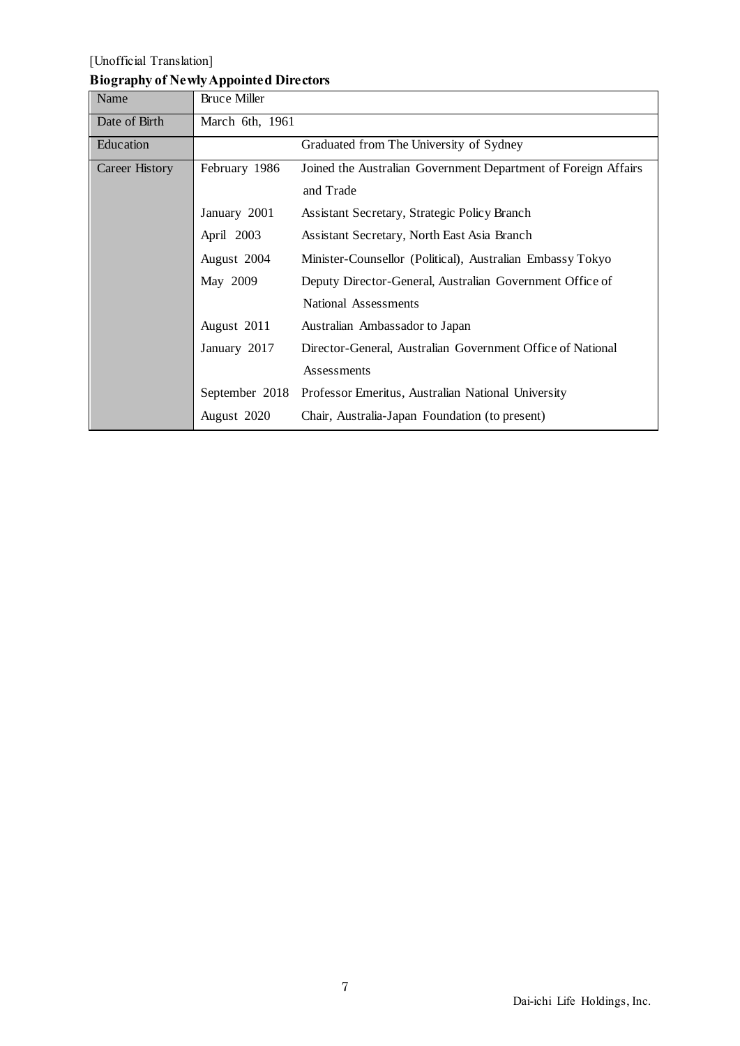[Unofficial Translation]

**Biography of Newly Appointed Directors**

| Name | Bruce Miller | |
|---|---|---|
| Date of Birth | March 6th, 1961 | |
| Education | | Graduated from The University of Sydney |
| Career History | February 1986 | Joined the Australian Government Department of Foreign Affairs and Trade |
| | January 2001 | Assistant Secretary, Strategic Policy Branch |
| | April 2003 | Assistant Secretary, North East Asia Branch |
| | August 2004 | Minister-Counsellor (Political), Australian Embassy Tokyo |
| | May 2009 | Deputy Director-General, Australian Government Office of National Assessments |
| | August 2011 | Australian Ambassador to Japan |
| | January 2017 | Director-General, Australian Government Office of National Assessments |
| | September 2018 | Professor Emeritus, Australian National University |
| | August 2020 | Chair, Australia-Japan Foundation (to present) |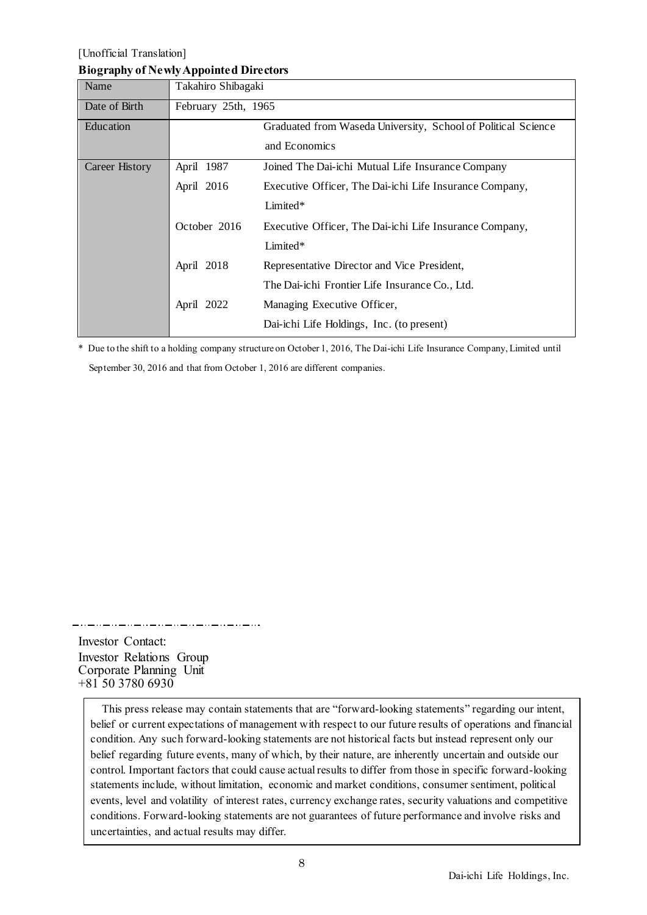[Unofficial Translation]

**Biography of Newly Appointed Directors**

| | | |
|---|---|---|
| Name | Takahiro Shibagaki | |
| Date of Birth | February 25th, 1965 | |
| Education | | Graduated from Waseda University, School of Political Science and Economics |
| Career History | April 1987 | Joined The Dai-ichi Mutual Life Insurance Company |
| | April 2016 | Executive Officer, The Dai-ichi Life Insurance Company, Limited* |
| | October 2016 | Executive Officer, The Dai-ichi Life Insurance Company, Limited* |
| | April 2018 | Representative Director and Vice President, The Dai-ichi Frontier Life Insurance Co., Ltd. |
| | April 2022 | Managing Executive Officer, Dai-ichi Life Holdings, Inc. (to present) |

* Due to the shift to a holding company structure on October 1, 2016, The Dai-ichi Life Insurance Company, Limited until September 30, 2016 and that from October 1, 2016 are different companies.

Investor Contact:
Investor Relations Group
Corporate Planning Unit
+81 50 3780 6930

This press release may contain statements that are "forward-looking statements" regarding our intent, belief or current expectations of management with respect to our future results of operations and financial condition. Any such forward-looking statements are not historical facts but instead represent only our belief regarding future events, many of which, by their nature, are inherently uncertain and outside our control. Important factors that could cause actual results to differ from those in specific forward-looking statements include, without limitation, economic and market conditions, consumer sentiment, political events, level and volatility of interest rates, currency exchange rates, security valuations and competitive conditions. Forward-looking statements are not guarantees of future performance and involve risks and uncertainties, and actual results may differ.

Dai-ichi Life Holdings, Inc.